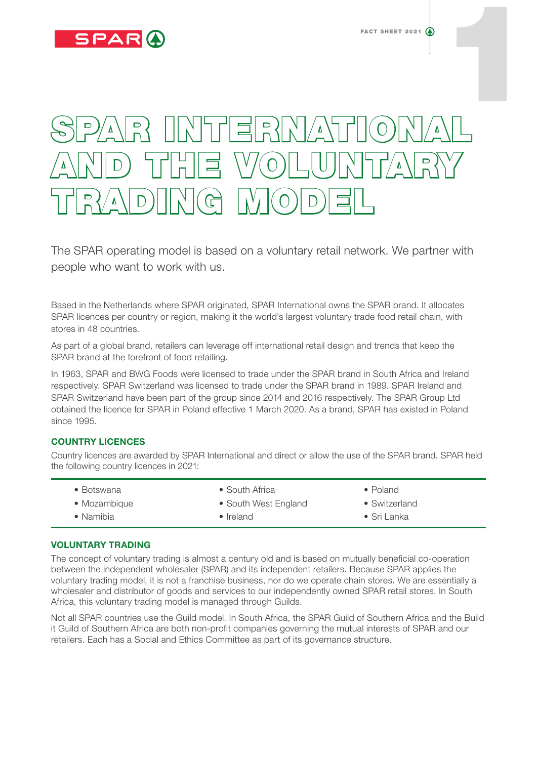# SPAR INTERNATIONAL AND THE VOLUNTARY TRADING MODEL

The SPAR operating model is based on a voluntary retail network. We partner with people who want to work with us.

Based in the Netherlands where SPAR originated, SPAR International owns the SPAR brand. It allocates SPAR licences per country or region, making it the world's largest voluntary trade food retail chain, with stores in 48 countries.

As part of a global brand, retailers can leverage off international retail design and trends that keep the SPAR brand at the forefront of food retailing.

In 1963, SPAR and BWG Foods were licensed to trade under the SPAR brand in South Africa and Ireland respectively. SPAR Switzerland was licensed to trade under the SPAR brand in 1989. SPAR Ireland and SPAR Switzerland have been part of the group since 2014 and 2016 respectively. The SPAR Group Ltd obtained the licence for SPAR in Poland effective 1 March 2020. As a brand, SPAR has existed in Poland since 1995.

## COUNTRY LICENCES

Country licences are awarded by SPAR International and direct or allow the use of the SPAR brand. SPAR held the following country licences in 2021:

- Botswana
- Mozambique
- Namibia
- South Africa
- South West England
- Ireland
- Poland
- Switzerland
- Sri Lanka

## VOLUNTARY TRADING

The concept of voluntary trading is almost a century old and is based on mutually beneficial co-operation between the independent wholesaler (SPAR) and its independent retailers. Because SPAR applies the voluntary trading model, it is not a franchise business, nor do we operate chain stores. We are essentially a wholesaler and distributor of goods and services to our independently owned SPAR retail stores. In South Africa, this voluntary trading model is managed through Guilds.

Not all SPAR countries use the Guild model. In South Africa, the SPAR Guild of Southern Africa and the Build it Guild of Southern Africa are both non-profit companies governing the mutual interests of SPAR and our retailers. Each has a Social and Ethics Committee as part of its governance structure.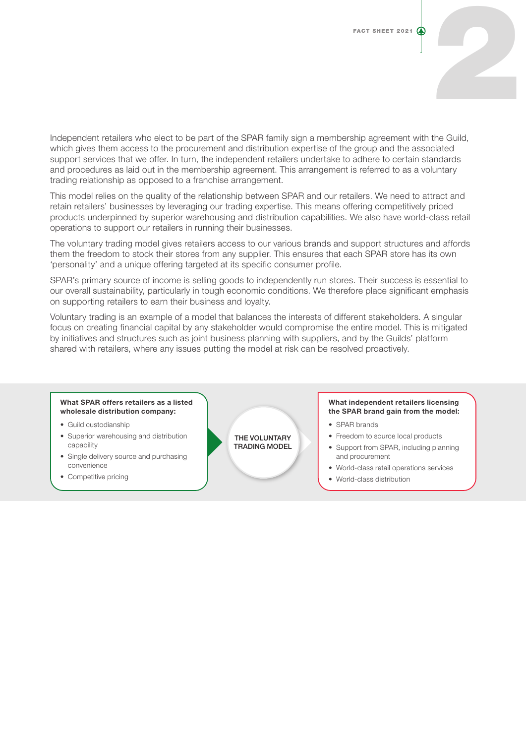Independent retailers who elect to be part of the SPAR family sign a membership agreement with the Guild, which gives them access to the procurement and distribution expertise of the group and the associated support services that we offer. In turn, the independent retailers undertake to adhere to certain standards and procedures as laid out in the membership agreement. This arrangement is referred to as a voluntary trading relationship as opposed to a franchise arrangement.

This model relies on the quality of the relationship between SPAR and our retailers. We need to attract and retain retailers' businesses by leveraging our trading expertise. This means offering competitively priced products underpinned by superior warehousing and distribution capabilities. We also have world-class retail operations to support our retailers in running their businesses.

The voluntary trading model gives retailers access to our various brands and support structures and affords them the freedom to stock their stores from any supplier. This ensures that each SPAR store has its own 'personality' and a unique offering targeted at its specific consumer profile.

SPAR's primary source of income is selling goods to independently run stores. Their success is essential to our overall sustainability, particularly in tough economic conditions. We therefore place significant emphasis on supporting retailers to earn their business and loyalty.

Voluntary trading is an example of a model that balances the interests of different stakeholders. A singular focus on creating financial capital by any stakeholder would compromise the entire model. This is mitigated by initiatives and structures such as joint business planning with suppliers, and by the Guilds' platform shared with retailers, where any issues putting the model at risk can be resolved proactively.

**What SPAR offers retailers as a listed wholesale distribution company:**

- Guild custodianship
- Superior warehousing and distribution capability
- Single delivery source and purchasing convenience
- Competitive pricing

**THE VOLUNTARY TRADING MODEL**

**What independent retailers licensing the SPAR brand gain from the model:**

- SPAR brands
- Freedom to source local products
- Support from SPAR, including planning and procurement
- World-class retail operations services
- World-class distribution